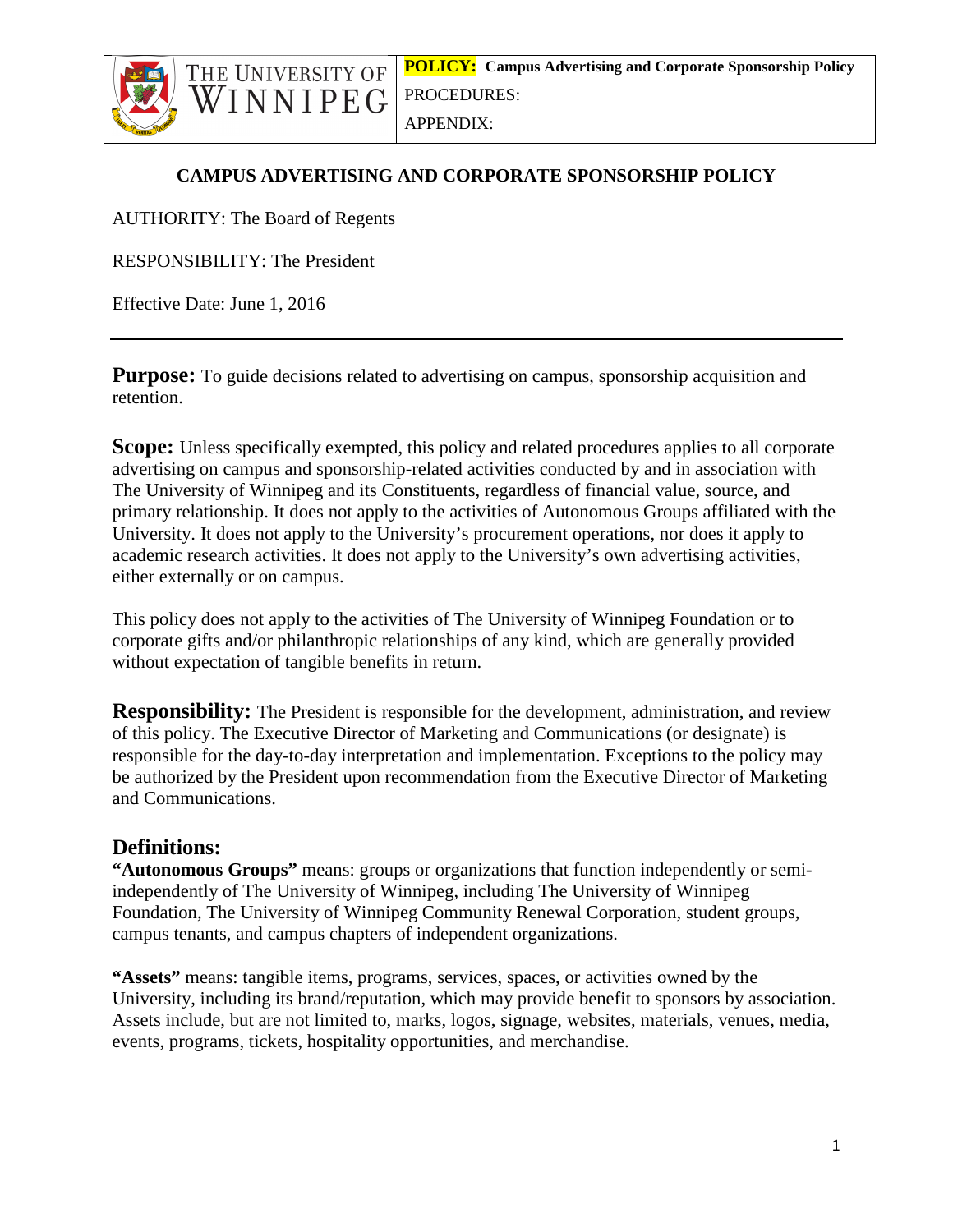**POLICY: Campus Advertising and Corporate Sponsorship Policy**

PROCEDURES:

APPENDIX:

# CAMPUS ADVERTISING AND CORPORATE SPONSORSHIP POLICY

AUTHORITY: The Board of Regents

RESPONSIBILITY: The President

Effective Date: June 1, 2016

---

**Purpose:** To guide decisions related to advertising on campus, sponsorship acquisition and retention.

**Scope:** Unless specifically exempted, this policy and related procedures applies to all corporate advertising on campus and sponsorship-related activities conducted by and in association with The University of Winnipeg and its Constituents, regardless of financial value, source, and primary relationship. It does not apply to the activities of Autonomous Groups affiliated with the University. It does not apply to the University's procurement operations, nor does it apply to academic research activities. It does not apply to the University's own advertising activities, either externally or on campus.

This policy does not apply to the activities of The University of Winnipeg Foundation or to corporate gifts and/or philanthropic relationships of any kind, which are generally provided without expectation of tangible benefits in return.

**Responsibility:** The President is responsible for the development, administration, and review of this policy. The Executive Director of Marketing and Communications (or designate) is responsible for the day-to-day interpretation and implementation. Exceptions to the policy may be authorized by the President upon recommendation from the Executive Director of Marketing and Communications.

## Definitions:

**"Autonomous Groups"** means: groups or organizations that function independently or semi-independently of The University of Winnipeg, including The University of Winnipeg Foundation, The University of Winnipeg Community Renewal Corporation, student groups, campus tenants, and campus chapters of independent organizations.

**"Assets"** means: tangible items, programs, services, spaces, or activities owned by the University, including its brand/reputation, which may provide benefit to sponsors by association. Assets include, but are not limited to, marks, logos, signage, websites, materials, venues, media, events, programs, tickets, hospitality opportunities, and merchandise.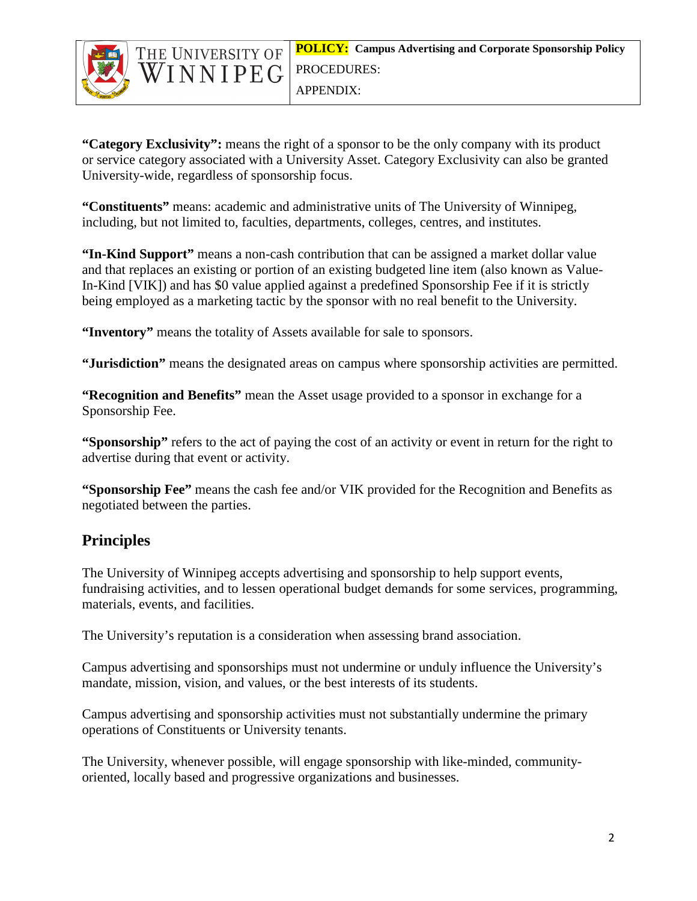**"Category Exclusivity":** means the right of a sponsor to be the only company with its product or service category associated with a University Asset. Category Exclusivity can also be granted University-wide, regardless of sponsorship focus.

**"Constituents"** means: academic and administrative units of The University of Winnipeg, including, but not limited to, faculties, departments, colleges, centres, and institutes.

**"In-Kind Support"** means a non-cash contribution that can be assigned a market dollar value and that replaces an existing or portion of an existing budgeted line item (also known as Value-In-Kind [VIK]) and has $0 value applied against a predefined Sponsorship Fee if it is strictly being employed as a marketing tactic by the sponsor with no real benefit to the University.

**"Inventory"** means the totality of Assets available for sale to sponsors.

**"Jurisdiction"** means the designated areas on campus where sponsorship activities are permitted.

**"Recognition and Benefits"** mean the Asset usage provided to a sponsor in exchange for a Sponsorship Fee.

**"Sponsorship"** refers to the act of paying the cost of an activity or event in return for the right to advertise during that event or activity.

**"Sponsorship Fee"** means the cash fee and/or VIK provided for the Recognition and Benefits as negotiated between the parties.

## Principles

The University of Winnipeg accepts advertising and sponsorship to help support events, fundraising activities, and to lessen operational budget demands for some services, programming, materials, events, and facilities.

The University's reputation is a consideration when assessing brand association.

Campus advertising and sponsorships must not undermine or unduly influence the University's mandate, mission, vision, and values, or the best interests of its students.

Campus advertising and sponsorship activities must not substantially undermine the primary operations of Constituents or University tenants.

The University, whenever possible, will engage sponsorship with like-minded, community-oriented, locally based and progressive organizations and businesses.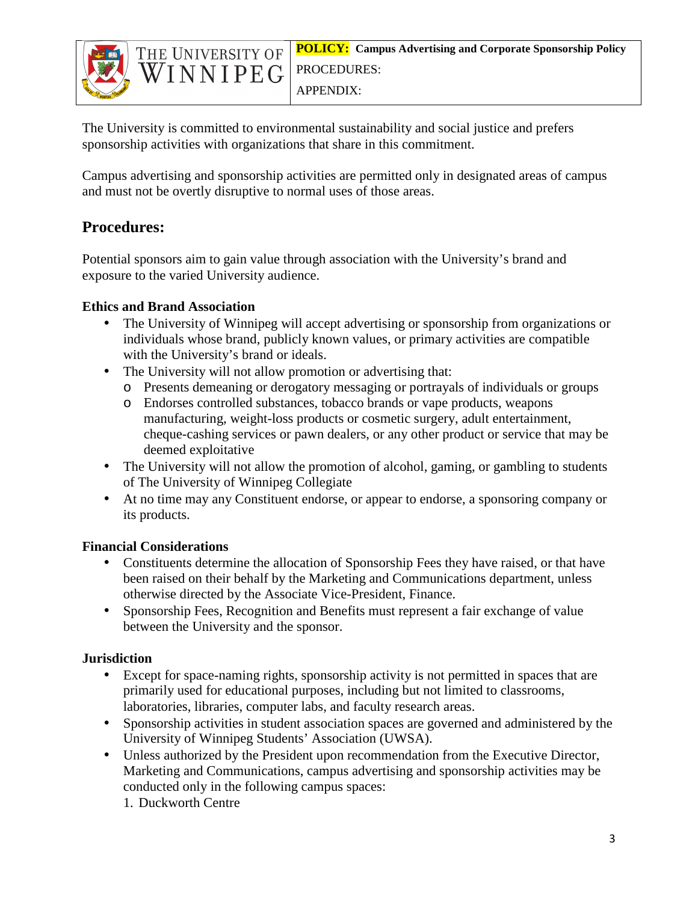The University is committed to environmental sustainability and social justice and prefers sponsorship activities with organizations that share in this commitment.

Campus advertising and sponsorship activities are permitted only in designated areas of campus and must not be overtly disruptive to normal uses of those areas.

## Procedures:

Potential sponsors aim to gain value through association with the University's brand and exposure to the varied University audience.

**Ethics and Brand Association**

- The University of Winnipeg will accept advertising or sponsorship from organizations or individuals whose brand, publicly known values, or primary activities are compatible with the University's brand or ideals.
- The University will not allow promotion or advertising that:
  - Presents demeaning or derogatory messaging or portrayals of individuals or groups
  - Endorses controlled substances, tobacco brands or vape products, weapons manufacturing, weight-loss products or cosmetic surgery, adult entertainment, cheque-cashing services or pawn dealers, or any other product or service that may be deemed exploitative
- The University will not allow the promotion of alcohol, gaming, or gambling to students of The University of Winnipeg Collegiate
- At no time may any Constituent endorse, or appear to endorse, a sponsoring company or its products.

**Financial Considerations**

- Constituents determine the allocation of Sponsorship Fees they have raised, or that have been raised on their behalf by the Marketing and Communications department, unless otherwise directed by the Associate Vice-President, Finance.
- Sponsorship Fees, Recognition and Benefits must represent a fair exchange of value between the University and the sponsor.

**Jurisdiction**

- Except for space-naming rights, sponsorship activity is not permitted in spaces that are primarily used for educational purposes, including but not limited to classrooms, laboratories, libraries, computer labs, and faculty research areas.
- Sponsorship activities in student association spaces are governed and administered by the University of Winnipeg Students' Association (UWSA).
- Unless authorized by the President upon recommendation from the Executive Director, Marketing and Communications, campus advertising and sponsorship activities may be conducted only in the following campus spaces:
  1. Duckworth Centre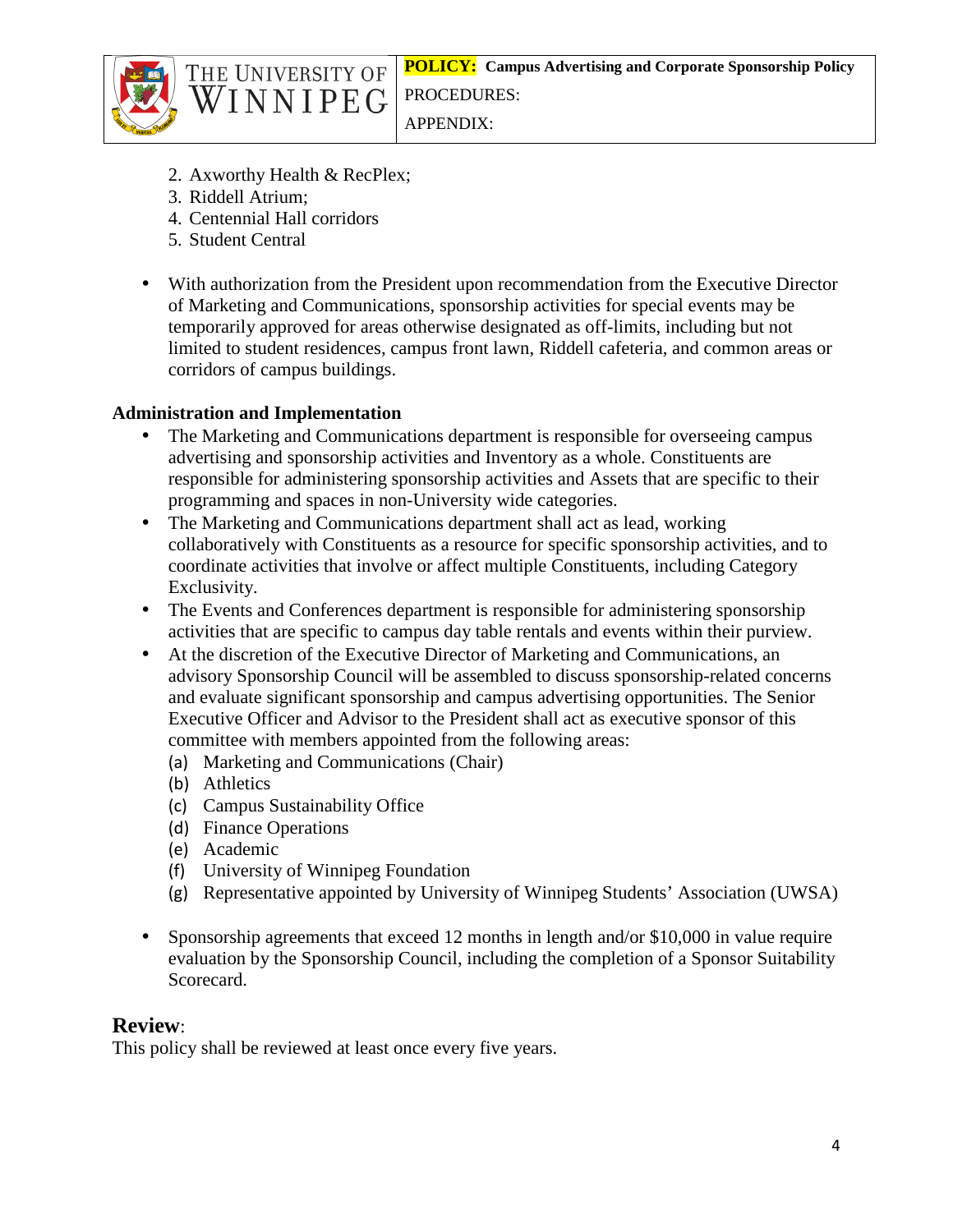2. Axworthy Health & RecPlex;
3. Riddell Atrium;
4. Centennial Hall corridors
5. Student Central

- With authorization from the President upon recommendation from the Executive Director of Marketing and Communications, sponsorship activities for special events may be temporarily approved for areas otherwise designated as off-limits, including but not limited to student residences, campus front lawn, Riddell cafeteria, and common areas or corridors of campus buildings.

**Administration and Implementation**

- The Marketing and Communications department is responsible for overseeing campus advertising and sponsorship activities and Inventory as a whole. Constituents are responsible for administering sponsorship activities and Assets that are specific to their programming and spaces in non-University wide categories.
- The Marketing and Communications department shall act as lead, working collaboratively with Constituents as a resource for specific sponsorship activities, and to coordinate activities that involve or affect multiple Constituents, including Category Exclusivity.
- The Events and Conferences department is responsible for administering sponsorship activities that are specific to campus day table rentals and events within their purview.
- At the discretion of the Executive Director of Marketing and Communications, an advisory Sponsorship Council will be assembled to discuss sponsorship-related concerns and evaluate significant sponsorship and campus advertising opportunities. The Senior Executive Officer and Advisor to the President shall act as executive sponsor of this committee with members appointed from the following areas:
  (a) Marketing and Communications (Chair)
  (b) Athletics
  (c) Campus Sustainability Office
  (d) Finance Operations
  (e) Academic
  (f) University of Winnipeg Foundation
  (g) Representative appointed by University of Winnipeg Students' Association (UWSA)

- Sponsorship agreements that exceed 12 months in length and/or $10,000 in value require evaluation by the Sponsorship Council, including the completion of a Sponsor Suitability Scorecard.

## Review:

This policy shall be reviewed at least once every five years.